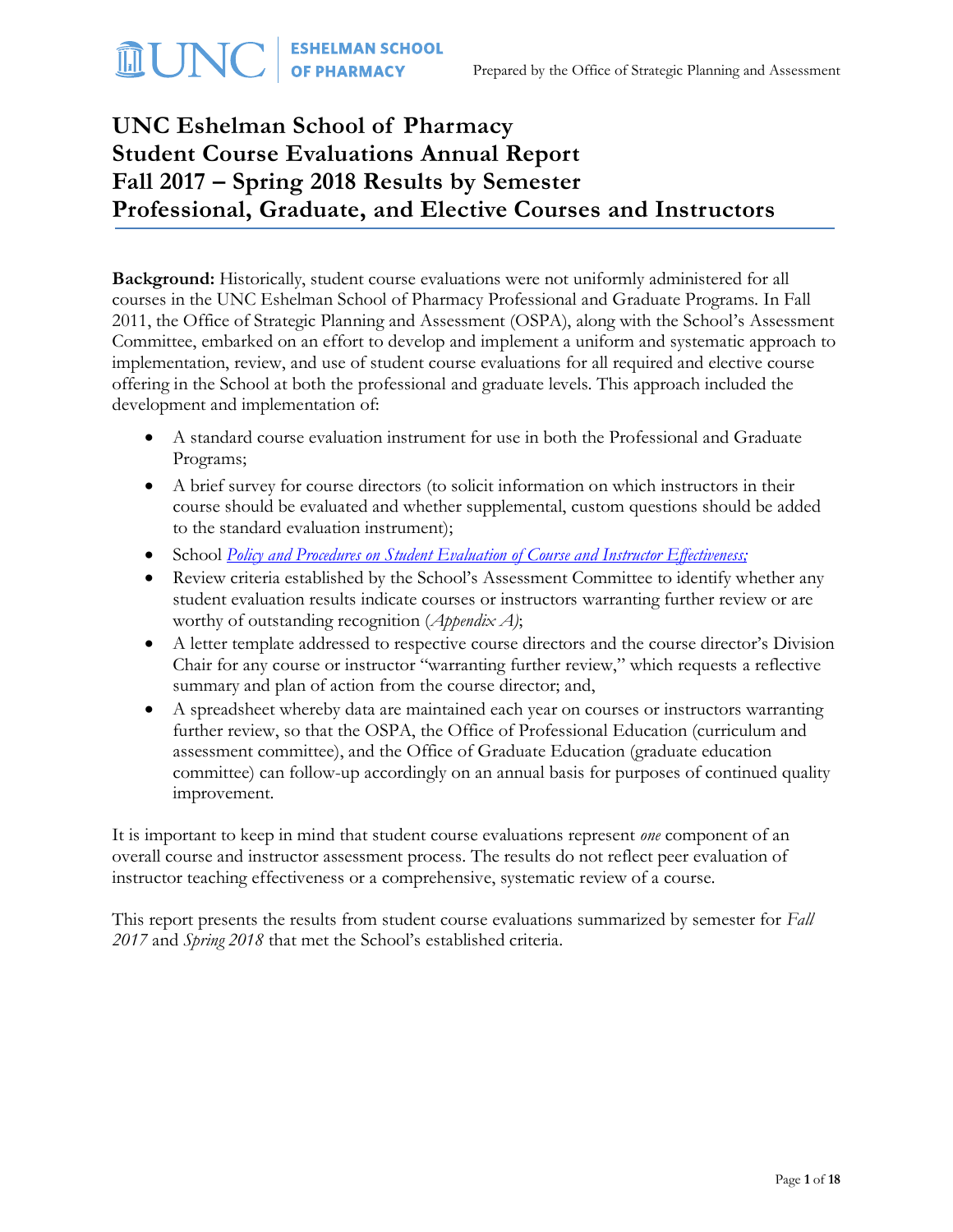# UNC Eshelman School of Pharmacy
# Student Course Evaluations Annual Report
# Fall 2017 – Spring 2018 Results by Semester
# Professional, Graduate, and Elective Courses and Instructors

**Background:** Historically, student course evaluations were not uniformly administered for all courses in the UNC Eshelman School of Pharmacy Professional and Graduate Programs. In Fall 2011, the Office of Strategic Planning and Assessment (OSPA), along with the School's Assessment Committee, embarked on an effort to develop and implement a uniform and systematic approach to implementation, review, and use of student course evaluations for all required and elective course offering in the School at both the professional and graduate levels. This approach included the development and implementation of:

- A standard course evaluation instrument for use in both the Professional and Graduate Programs;
- A brief survey for course directors (to solicit information on which instructors in their course should be evaluated and whether supplemental, custom questions should be added to the standard evaluation instrument);
- School *Policy and Procedures on Student Evaluation of Course and Instructor Effectiveness;*
- Review criteria established by the School's Assessment Committee to identify whether any student evaluation results indicate courses or instructors warranting further review or are worthy of outstanding recognition (*Appendix A)*;
- A letter template addressed to respective course directors and the course director's Division Chair for any course or instructor "warranting further review," which requests a reflective summary and plan of action from the course director; and,
- A spreadsheet whereby data are maintained each year on courses or instructors warranting further review, so that the OSPA, the Office of Professional Education (curriculum and assessment committee), and the Office of Graduate Education (graduate education committee) can follow-up accordingly on an annual basis for purposes of continued quality improvement.

It is important to keep in mind that student course evaluations represent *one* component of an overall course and instructor assessment process. The results do not reflect peer evaluation of instructor teaching effectiveness or a comprehensive, systematic review of a course.

This report presents the results from student course evaluations summarized by semester for *Fall 2017* and *Spring 2018* that met the School's established criteria.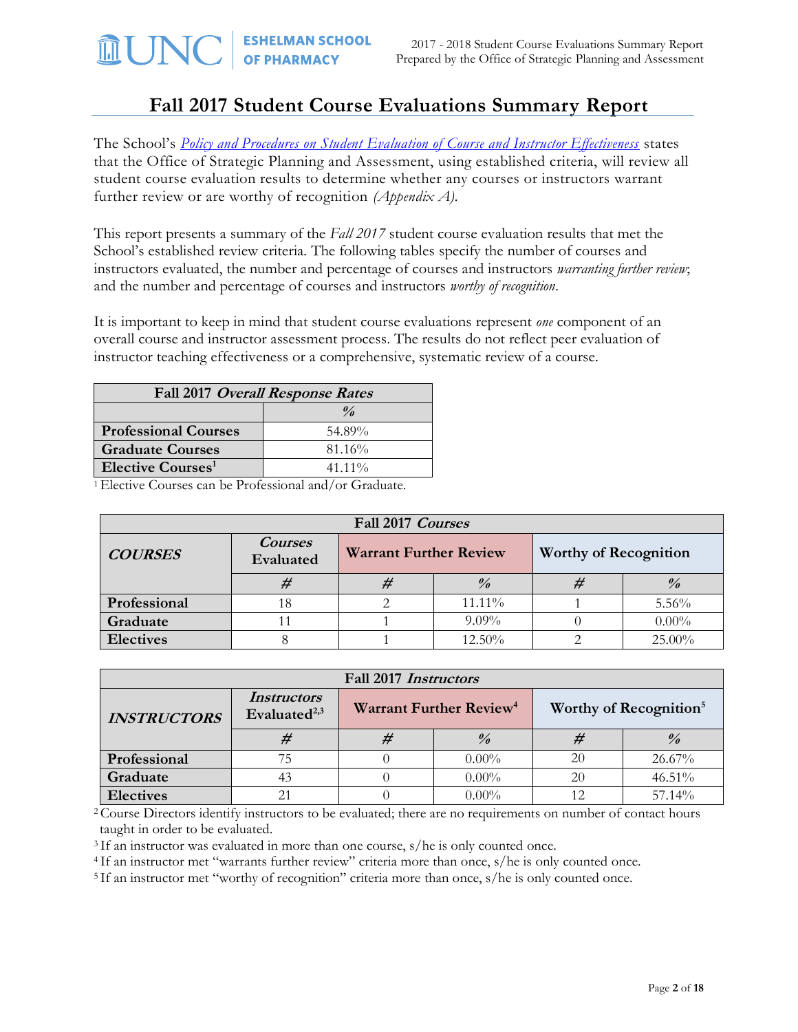# Fall 2017 Student Course Evaluations Summary Report

The School's *Policy and Procedures on Student Evaluation of Course and Instructor Effectiveness* states that the Office of Strategic Planning and Assessment, using established criteria, will review all student course evaluation results to determine whether any courses or instructors warrant further review or are worthy of recognition *(Appendix A)*.

This report presents a summary of the *Fall 2017* student course evaluation results that met the School's established review criteria. The following tables specify the number of courses and instructors evaluated, the number and percentage of courses and instructors *warranting further review*; and the number and percentage of courses and instructors *worthy of recognition*.

It is important to keep in mind that student course evaluations represent *one* component of an overall course and instructor assessment process. The results do not reflect peer evaluation of instructor teaching effectiveness or a comprehensive, systematic review of a course.

| Fall 2017 *Overall Response Rates* | |
|---|---|
| | % |
| **Professional Courses** | 54.89% |
| **Graduate Courses** | 81.16% |
| **Elective Courses**[1] | 41.11% |

[1] Elective Courses can be Professional and/or Graduate.

| Fall 2017 *Courses* | | | | | |
|---|---|---|---|---|---|
| ***COURSES*** | *Courses* Evaluated | Warrant Further Review | | Worthy of Recognition | |
| | # | # | % | # | % |
| **Professional** | 18 | 2 | 11.11% | 1 | 5.56% |
| **Graduate** | 11 | 1 | 9.09% | 0 | 0.00% |
| **Electives** | 8 | 1 | 12.50% | 2 | 25.00% |

| Fall 2017 *Instructors* | | | | | |
|---|---|---|---|---|---|
| ***INSTRUCTORS*** | *Instructors* Evaluated[2,3] | Warrant Further Review[4] | | Worthy of Recognition[5] | |
| | # | # | % | # | % |
| **Professional** | 75 | 0 | 0.00% | 20 | 26.67% |
| **Graduate** | 43 | 0 | 0.00% | 20 | 46.51% |
| **Electives** | 21 | 0 | 0.00% | 12 | 57.14% |

[2] Course Directors identify instructors to be evaluated; there are no requirements on number of contact hours taught in order to be evaluated.

[3] If an instructor was evaluated in more than one course, s/he is only counted once.

[4] If an instructor met "warrants further review" criteria more than once, s/he is only counted once.

[5] If an instructor met "worthy of recognition" criteria more than once, s/he is only counted once.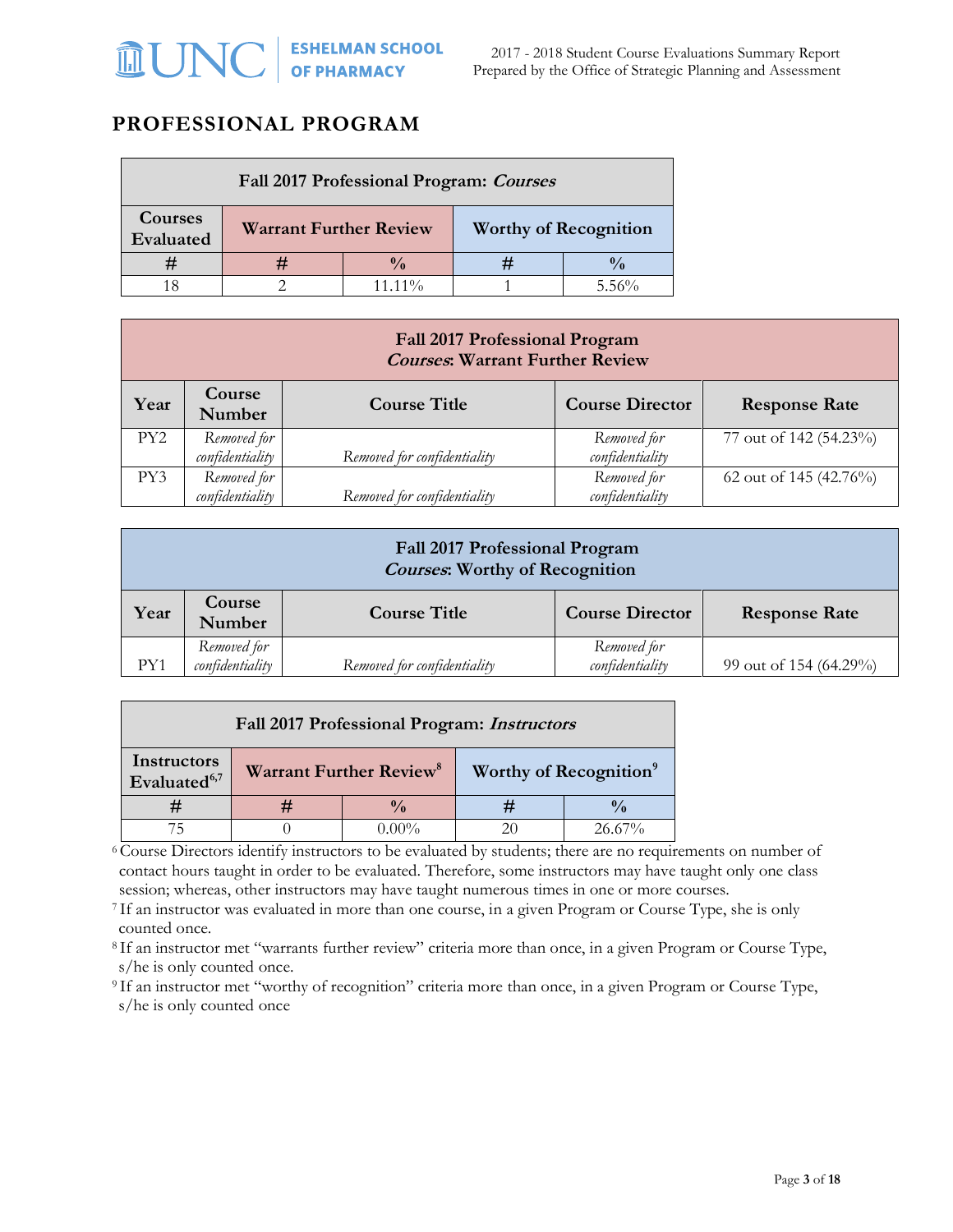# PROFESSIONAL PROGRAM

| Fall 2017 Professional Program: *Courses* | | | | |
|---|---|---|---|---|
| Courses Evaluated | Warrant Further Review | | Worthy of Recognition | |
| # | # | % | # | % |
| 18 | 2 | 11.11% | 1 | 5.56% |

**Fall 2017 Professional Program**
***Courses*: Warrant Further Review**

| Year | Course Number | Course Title | Course Director | Response Rate |
|---|---|---|---|---|
| PY2 | *Removed for confidentiality* | *Removed for confidentiality* | *Removed for confidentiality* | 77 out of 142 (54.23%) |
| PY3 | *Removed for confidentiality* | *Removed for confidentiality* | *Removed for confidentiality* | 62 out of 145 (42.76%) |

**Fall 2017 Professional Program**
***Courses*: Worthy of Recognition**

| Year | Course Number | Course Title | Course Director | Response Rate |
|---|---|---|---|---|
| PY1 | *Removed for confidentiality* | *Removed for confidentiality* | *Removed for confidentiality* | 99 out of 154 (64.29%) |

| Fall 2017 Professional Program: *Instructors* | | | | |
|---|---|---|---|---|
| Instructors Evaluated[6,7] | Warrant Further Review[8] | | Worthy of Recognition[9] | |
| # | # | % | # | % |
| 75 | 0 | 0.00% | 20 | 26.67% |

[6] Course Directors identify instructors to be evaluated by students; there are no requirements on number of contact hours taught in order to be evaluated. Therefore, some instructors may have taught only one class session; whereas, other instructors may have taught numerous times in one or more courses.

[7] If an instructor was evaluated in more than one course, in a given Program or Course Type, she is only counted once.

[8] If an instructor met "warrants further review" criteria more than once, in a given Program or Course Type, s/he is only counted once.

[9] If an instructor met "worthy of recognition" criteria more than once, in a given Program or Course Type, s/he is only counted once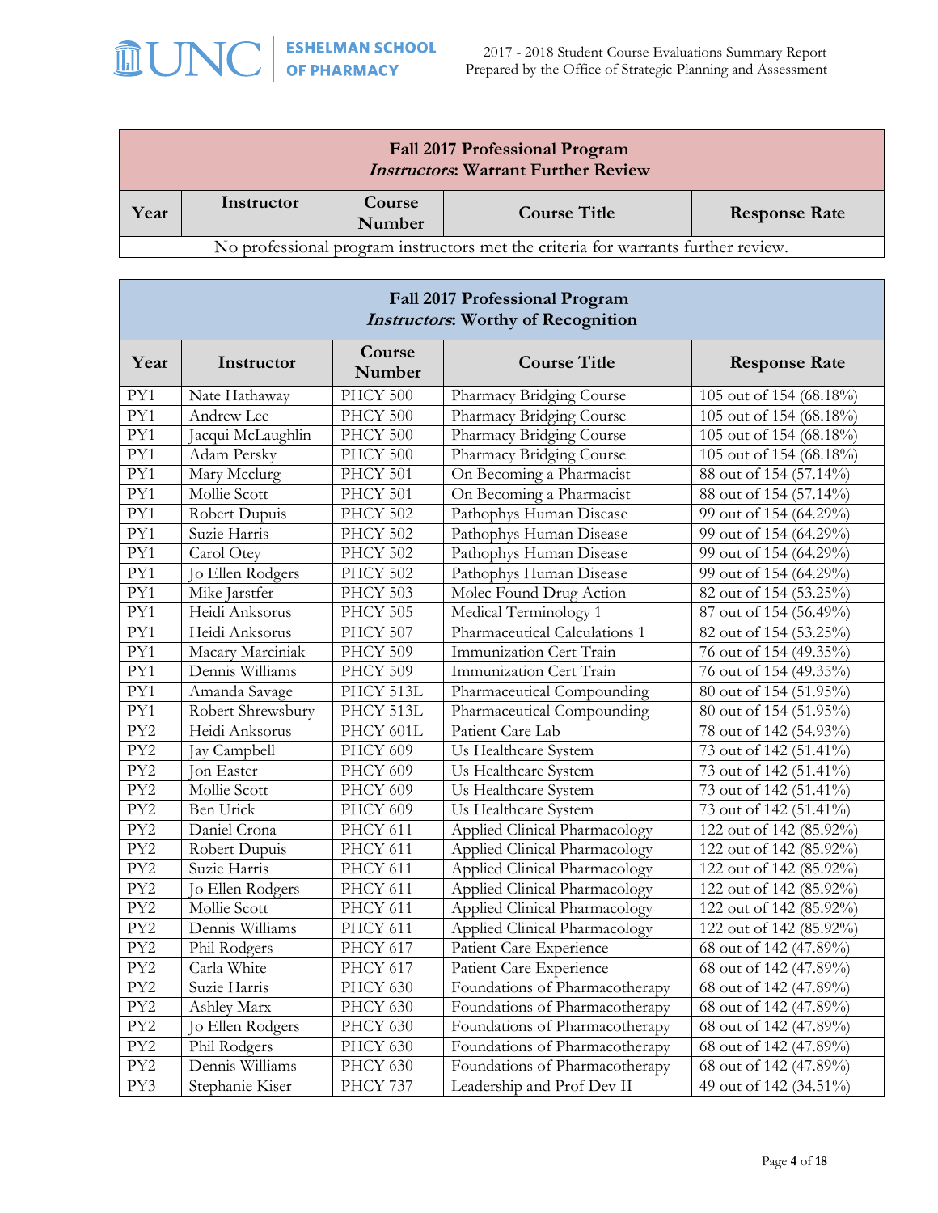| Fall 2017 Professional Program<br>*Instructors*: Warrant Further Review | | | | |
|---|---|---|---|---|
| **Year** | **Instructor** | **Course Number** | **Course Title** | **Response Rate** |
| No professional program instructors met the criteria for warrants further review. | | | | |

| Fall 2017 Professional Program<br>*Instructors*: Worthy of Recognition | | | | |
|---|---|---|---|---|
| **Year** | **Instructor** | **Course Number** | **Course Title** | **Response Rate** |
| PY1 | Nate Hathaway | PHCY 500 | Pharmacy Bridging Course | 105 out of 154 (68.18%) |
| PY1 | Andrew Lee | PHCY 500 | Pharmacy Bridging Course | 105 out of 154 (68.18%) |
| PY1 | Jacqui McLaughlin | PHCY 500 | Pharmacy Bridging Course | 105 out of 154 (68.18%) |
| PY1 | Adam Persky | PHCY 500 | Pharmacy Bridging Course | 105 out of 154 (68.18%) |
| PY1 | Mary Mcclurg | PHCY 501 | On Becoming a Pharmacist | 88 out of 154 (57.14%) |
| PY1 | Mollie Scott | PHCY 501 | On Becoming a Pharmacist | 88 out of 154 (57.14%) |
| PY1 | Robert Dupuis | PHCY 502 | Pathophys Human Disease | 99 out of 154 (64.29%) |
| PY1 | Suzie Harris | PHCY 502 | Pathophys Human Disease | 99 out of 154 (64.29%) |
| PY1 | Carol Otey | PHCY 502 | Pathophys Human Disease | 99 out of 154 (64.29%) |
| PY1 | Jo Ellen Rodgers | PHCY 502 | Pathophys Human Disease | 99 out of 154 (64.29%) |
| PY1 | Mike Jarstfer | PHCY 503 | Molec Found Drug Action | 82 out of 154 (53.25%) |
| PY1 | Heidi Anksorus | PHCY 505 | Medical Terminology 1 | 87 out of 154 (56.49%) |
| PY1 | Heidi Anksorus | PHCY 507 | Pharmaceutical Calculations 1 | 82 out of 154 (53.25%) |
| PY1 | Macary Marciniak | PHCY 509 | Immunization Cert Train | 76 out of 154 (49.35%) |
| PY1 | Dennis Williams | PHCY 509 | Immunization Cert Train | 76 out of 154 (49.35%) |
| PY1 | Amanda Savage | PHCY 513L | Pharmaceutical Compounding | 80 out of 154 (51.95%) |
| PY1 | Robert Shrewsbury | PHCY 513L | Pharmaceutical Compounding | 80 out of 154 (51.95%) |
| PY2 | Heidi Anksorus | PHCY 601L | Patient Care Lab | 78 out of 142 (54.93%) |
| PY2 | Jay Campbell | PHCY 609 | Us Healthcare System | 73 out of 142 (51.41%) |
| PY2 | Jon Easter | PHCY 609 | Us Healthcare System | 73 out of 142 (51.41%) |
| PY2 | Mollie Scott | PHCY 609 | Us Healthcare System | 73 out of 142 (51.41%) |
| PY2 | Ben Urick | PHCY 609 | Us Healthcare System | 73 out of 142 (51.41%) |
| PY2 | Daniel Crona | PHCY 611 | Applied Clinical Pharmacology | 122 out of 142 (85.92%) |
| PY2 | Robert Dupuis | PHCY 611 | Applied Clinical Pharmacology | 122 out of 142 (85.92%) |
| PY2 | Suzie Harris | PHCY 611 | Applied Clinical Pharmacology | 122 out of 142 (85.92%) |
| PY2 | Jo Ellen Rodgers | PHCY 611 | Applied Clinical Pharmacology | 122 out of 142 (85.92%) |
| PY2 | Mollie Scott | PHCY 611 | Applied Clinical Pharmacology | 122 out of 142 (85.92%) |
| PY2 | Dennis Williams | PHCY 611 | Applied Clinical Pharmacology | 122 out of 142 (85.92%) |
| PY2 | Phil Rodgers | PHCY 617 | Patient Care Experience | 68 out of 142 (47.89%) |
| PY2 | Carla White | PHCY 617 | Patient Care Experience | 68 out of 142 (47.89%) |
| PY2 | Suzie Harris | PHCY 630 | Foundations of Pharmacotherapy | 68 out of 142 (47.89%) |
| PY2 | Ashley Marx | PHCY 630 | Foundations of Pharmacotherapy | 68 out of 142 (47.89%) |
| PY2 | Jo Ellen Rodgers | PHCY 630 | Foundations of Pharmacotherapy | 68 out of 142 (47.89%) |
| PY2 | Phil Rodgers | PHCY 630 | Foundations of Pharmacotherapy | 68 out of 142 (47.89%) |
| PY2 | Dennis Williams | PHCY 630 | Foundations of Pharmacotherapy | 68 out of 142 (47.89%) |
| PY3 | Stephanie Kiser | PHCY 737 | Leadership and Prof Dev II | 49 out of 142 (34.51%) |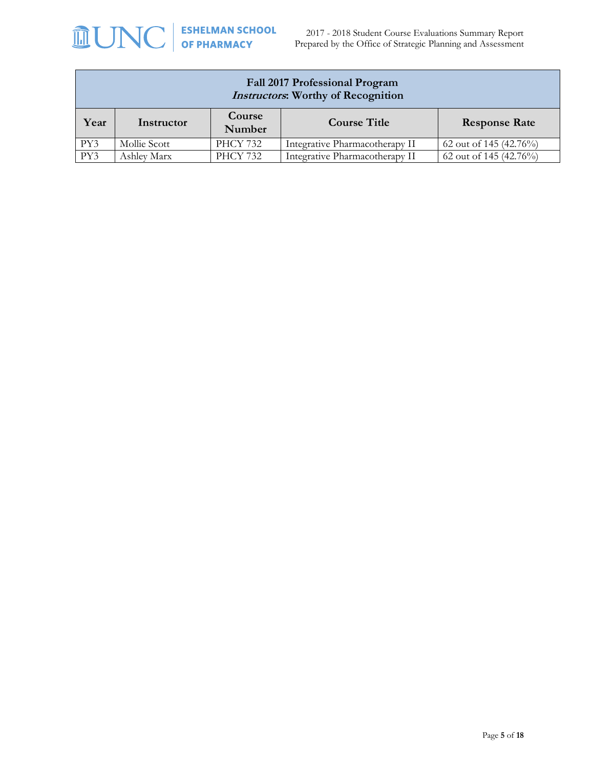| Fall 2017 Professional Program<br>*Instructors*: Worthy of Recognition | | | | |
|---|---|---|---|---|
| **Year** | **Instructor** | **Course Number** | **Course Title** | **Response Rate** |
| PY3 | Mollie Scott | PHCY 732 | Integrative Pharmacotherapy II | 62 out of 145 (42.76%) |
| PY3 | Ashley Marx | PHCY 732 | Integrative Pharmacotherapy II | 62 out of 145 (42.76%) |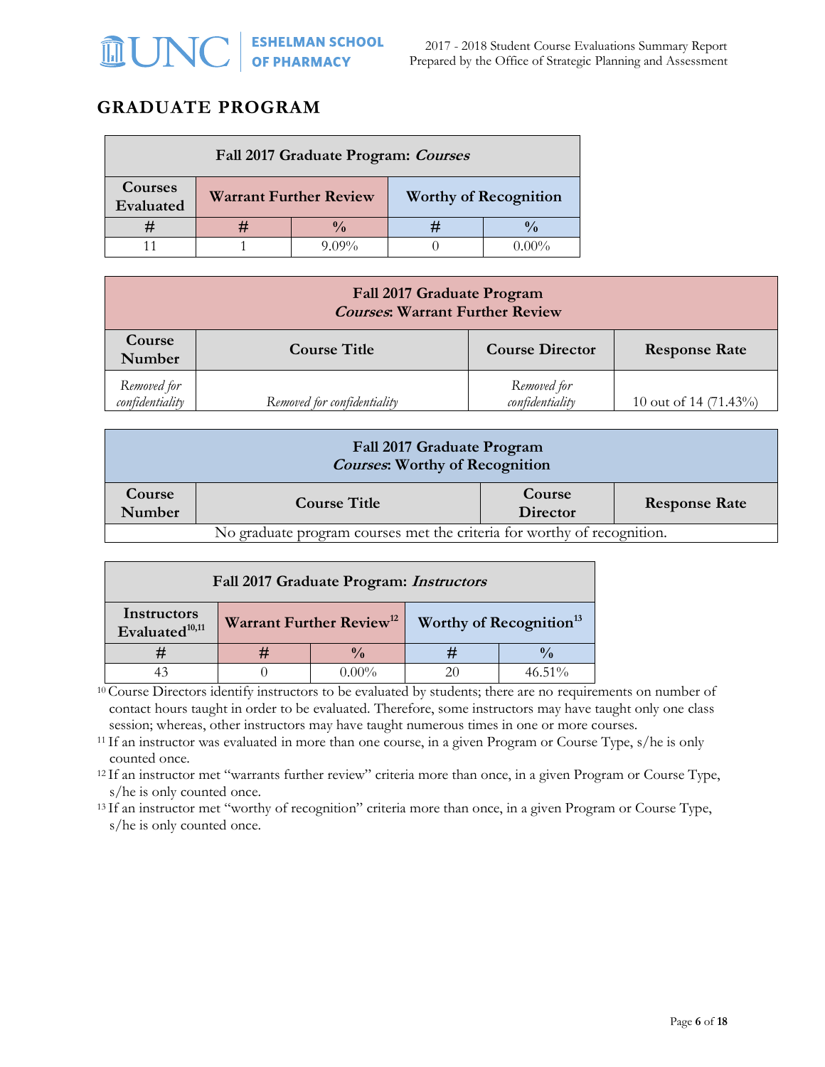## GRADUATE PROGRAM

| Fall 2017 Graduate Program: *Courses* | | | | |
|---|---|---|---|---|
| Courses Evaluated | Warrant Further Review | | Worthy of Recognition | |
| # | # | % | # | % |
| 11 | 1 | 9.09% | 0 | 0.00% |

| Fall 2017 Graduate Program *Courses*: Warrant Further Review | | | |
|---|---|---|---|
| Course Number | Course Title | Course Director | Response Rate |
| *Removed for confidentiality* | *Removed for confidentiality* | *Removed for confidentiality* | 10 out of 14 (71.43%) |

| Fall 2017 Graduate Program *Courses*: Worthy of Recognition | | | |
|---|---|---|---|
| Course Number | Course Title | Course Director | Response Rate |
| No graduate program courses met the criteria for worthy of recognition. | | | |

| Fall 2017 Graduate Program: *Instructors* | | | | |
|---|---|---|---|---|
| Instructors Evaluated[10,11] | Warrant Further Review[12] | | Worthy of Recognition[13] | |
| # | # | % | # | % |
| 43 | 0 | 0.00% | 20 | 46.51% |

[10] Course Directors identify instructors to be evaluated by students; there are no requirements on number of contact hours taught in order to be evaluated. Therefore, some instructors may have taught only one class session; whereas, other instructors may have taught numerous times in one or more courses.

[11] If an instructor was evaluated in more than one course, in a given Program or Course Type, s/he is only counted once.

[12] If an instructor met "warrants further review" criteria more than once, in a given Program or Course Type, s/he is only counted once.

[13] If an instructor met "worthy of recognition" criteria more than once, in a given Program or Course Type, s/he is only counted once.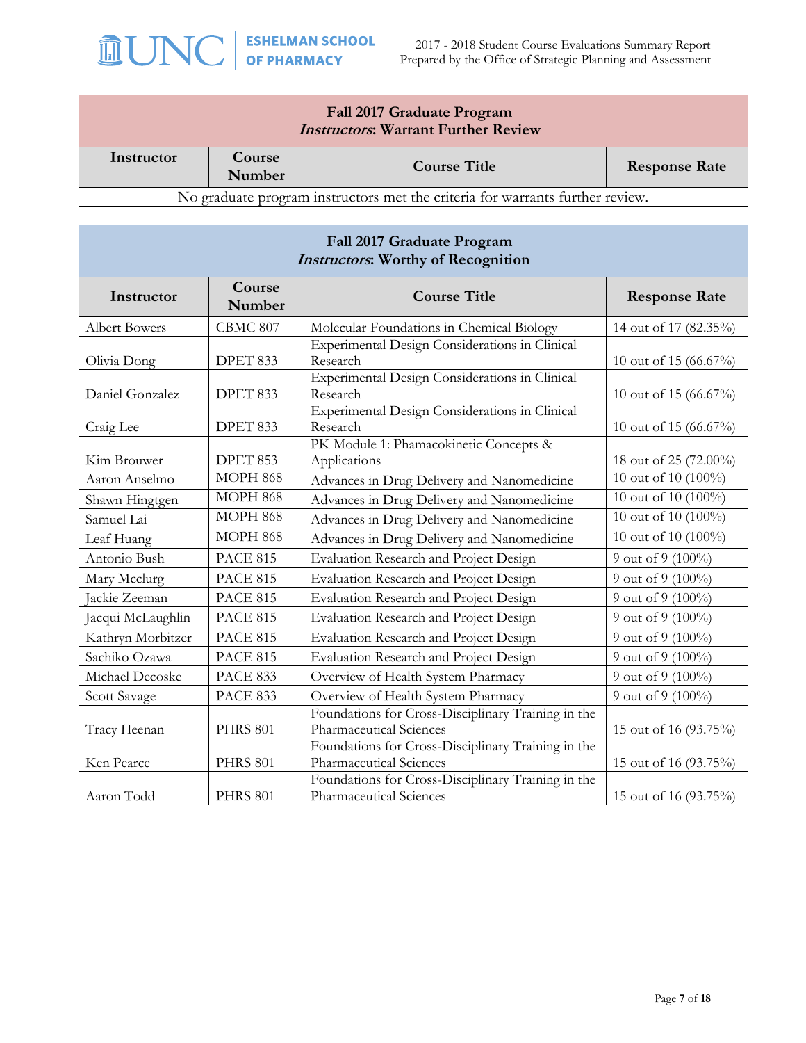| Fall 2017 Graduate Program *Instructors*: Warrant Further Review | | | |
|---|---|---|---|
| **Instructor** | **Course Number** | **Course Title** | **Response Rate** |
| No graduate program instructors met the criteria for warrants further review. | | | |

| Fall 2017 Graduate Program *Instructors*: Worthy of Recognition | | | |
|---|---|---|---|
| **Instructor** | **Course Number** | **Course Title** | **Response Rate** |
| Albert Bowers | CBMC 807 | Molecular Foundations in Chemical Biology | 14 out of 17 (82.35%) |
| Olivia Dong | DPET 833 | Experimental Design Considerations in Clinical Research | 10 out of 15 (66.67%) |
| Daniel Gonzalez | DPET 833 | Experimental Design Considerations in Clinical Research | 10 out of 15 (66.67%) |
| Craig Lee | DPET 833 | Experimental Design Considerations in Clinical Research | 10 out of 15 (66.67%) |
| Kim Brouwer | DPET 853 | PK Module 1: Phamacokinetic Concepts & Applications | 18 out of 25 (72.00%) |
| Aaron Anselmo | MOPH 868 | Advances in Drug Delivery and Nanomedicine | 10 out of 10 (100%) |
| Shawn Hingtgen | MOPH 868 | Advances in Drug Delivery and Nanomedicine | 10 out of 10 (100%) |
| Samuel Lai | MOPH 868 | Advances in Drug Delivery and Nanomedicine | 10 out of 10 (100%) |
| Leaf Huang | MOPH 868 | Advances in Drug Delivery and Nanomedicine | 10 out of 10 (100%) |
| Antonio Bush | PACE 815 | Evaluation Research and Project Design | 9 out of 9 (100%) |
| Mary Mcclurg | PACE 815 | Evaluation Research and Project Design | 9 out of 9 (100%) |
| Jackie Zeeman | PACE 815 | Evaluation Research and Project Design | 9 out of 9 (100%) |
| Jacqui McLaughlin | PACE 815 | Evaluation Research and Project Design | 9 out of 9 (100%) |
| Kathryn Morbitzer | PACE 815 | Evaluation Research and Project Design | 9 out of 9 (100%) |
| Sachiko Ozawa | PACE 815 | Evaluation Research and Project Design | 9 out of 9 (100%) |
| Michael Decoske | PACE 833 | Overview of Health System Pharmacy | 9 out of 9 (100%) |
| Scott Savage | PACE 833 | Overview of Health System Pharmacy | 9 out of 9 (100%) |
| Tracy Heenan | PHRS 801 | Foundations for Cross-Disciplinary Training in the Pharmaceutical Sciences | 15 out of 16 (93.75%) |
| Ken Pearce | PHRS 801 | Foundations for Cross-Disciplinary Training in the Pharmaceutical Sciences | 15 out of 16 (93.75%) |
| Aaron Todd | PHRS 801 | Foundations for Cross-Disciplinary Training in the Pharmaceutical Sciences | 15 out of 16 (93.75%) |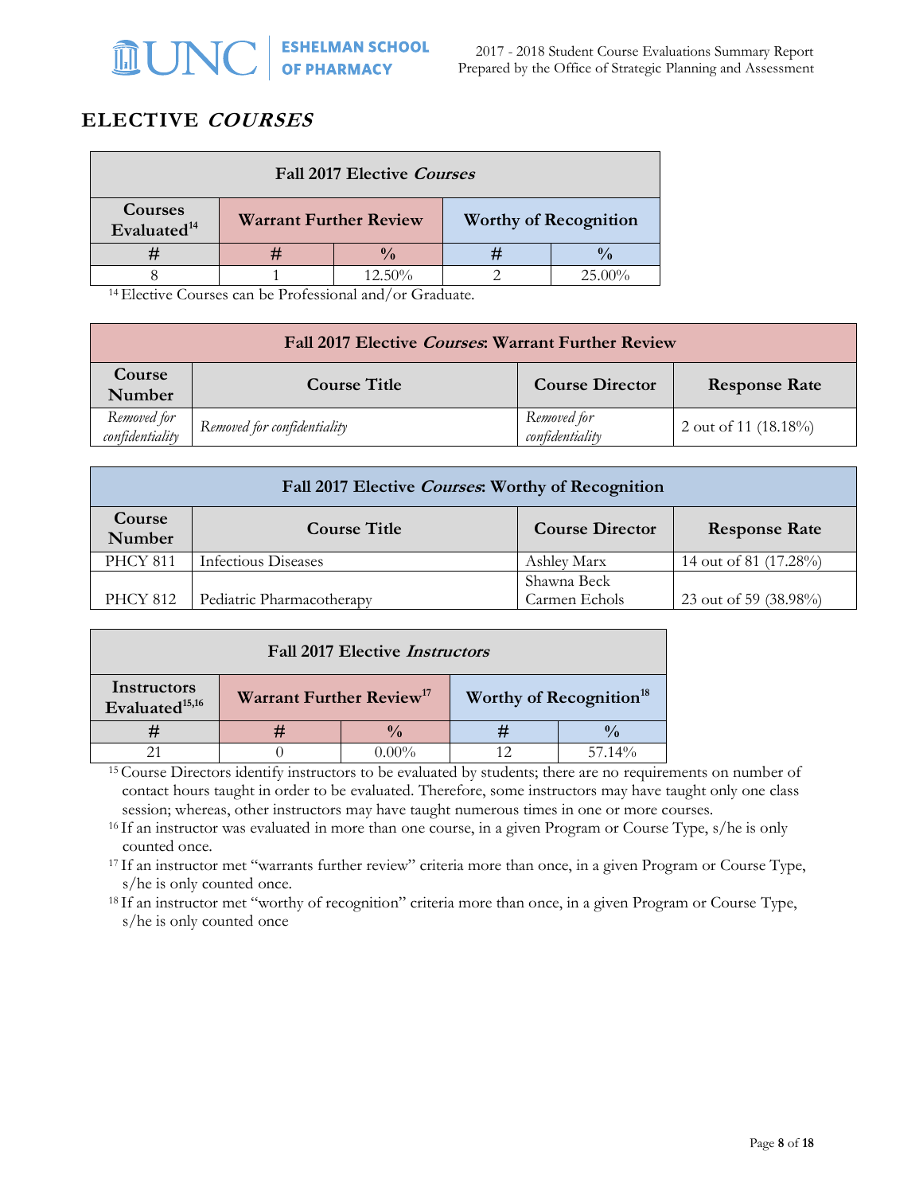## ELECTIVE *COURSES*

| Fall 2017 Elective *Courses* | | | | |
|---|---|---|---|---|
| Courses Evaluated[14] | Warrant Further Review | | Worthy of Recognition | |
| # | # | % | # | % |
| 8 | 1 | 12.50% | 2 | 25.00% |

[14] Elective Courses can be Professional and/or Graduate.

| Fall 2017 Elective *Courses*: Warrant Further Review | | | |
|---|---|---|---|
| Course Number | Course Title | Course Director | Response Rate |
| *Removed for confidentiality* | *Removed for confidentiality* | *Removed for confidentiality* | 2 out of 11 (18.18%) |

| Fall 2017 Elective *Courses*: Worthy of Recognition | | | |
|---|---|---|---|
| Course Number | Course Title | Course Director | Response Rate |
| PHCY 811 | Infectious Diseases | Ashley Marx | 14 out of 81 (17.28%) |
| PHCY 812 | Pediatric Pharmacotherapy | Shawna Beck<br>Carmen Echols | 23 out of 59 (38.98%) |

| Fall 2017 Elective *Instructors* | | | | |
|---|---|---|---|---|
| Instructors Evaluated[15,16] | Warrant Further Review[17] | | Worthy of Recognition[18] | |
| # | # | % | # | % |
| 21 | 0 | 0.00% | 12 | 57.14% |

[15] Course Directors identify instructors to be evaluated by students; there are no requirements on number of contact hours taught in order to be evaluated. Therefore, some instructors may have taught only one class session; whereas, other instructors may have taught numerous times in one or more courses.

[16] If an instructor was evaluated in more than one course, in a given Program or Course Type, s/he is only counted once.

[17] If an instructor met "warrants further review" criteria more than once, in a given Program or Course Type, s/he is only counted once.

[18] If an instructor met "worthy of recognition" criteria more than once, in a given Program or Course Type, s/he is only counted once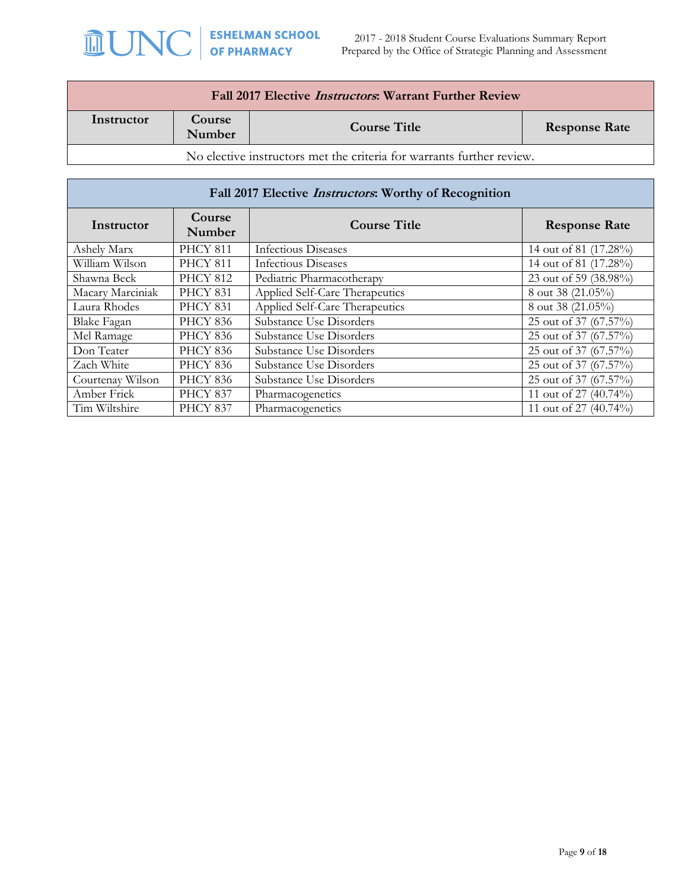| Fall 2017 Elective *Instructors*: Warrant Further Review | | | |
|---|---|---|---|
| **Instructor** | **Course Number** | **Course Title** | **Response Rate** |
| No elective instructors met the criteria for warrants further review. | | | |

| Fall 2017 Elective *Instructors*: Worthy of Recognition | | | |
|---|---|---|---|
| **Instructor** | **Course Number** | **Course Title** | **Response Rate** |
| Ashely Marx | PHCY 811 | Infectious Diseases | 14 out of 81 (17.28%) |
| William Wilson | PHCY 811 | Infectious Diseases | 14 out of 81 (17.28%) |
| Shawna Beck | PHCY 812 | Pediatric Pharmacotherapy | 23 out of 59 (38.98%) |
| Macary Marciniak | PHCY 831 | Applied Self-Care Therapeutics | 8 out 38 (21.05%) |
| Laura Rhodes | PHCY 831 | Applied Self-Care Therapeutics | 8 out 38 (21.05%) |
| Blake Fagan | PHCY 836 | Substance Use Disorders | 25 out of 37 (67.57%) |
| Mel Ramage | PHCY 836 | Substance Use Disorders | 25 out of 37 (67.57%) |
| Don Teater | PHCY 836 | Substance Use Disorders | 25 out of 37 (67.57%) |
| Zach White | PHCY 836 | Substance Use Disorders | 25 out of 37 (67.57%) |
| Courtenay Wilson | PHCY 836 | Substance Use Disorders | 25 out of 37 (67.57%) |
| Amber Frick | PHCY 837 | Pharmacogenetics | 11 out of 27 (40.74%) |
| Tim Wiltshire | PHCY 837 | Pharmacogenetics | 11 out of 27 (40.74%) |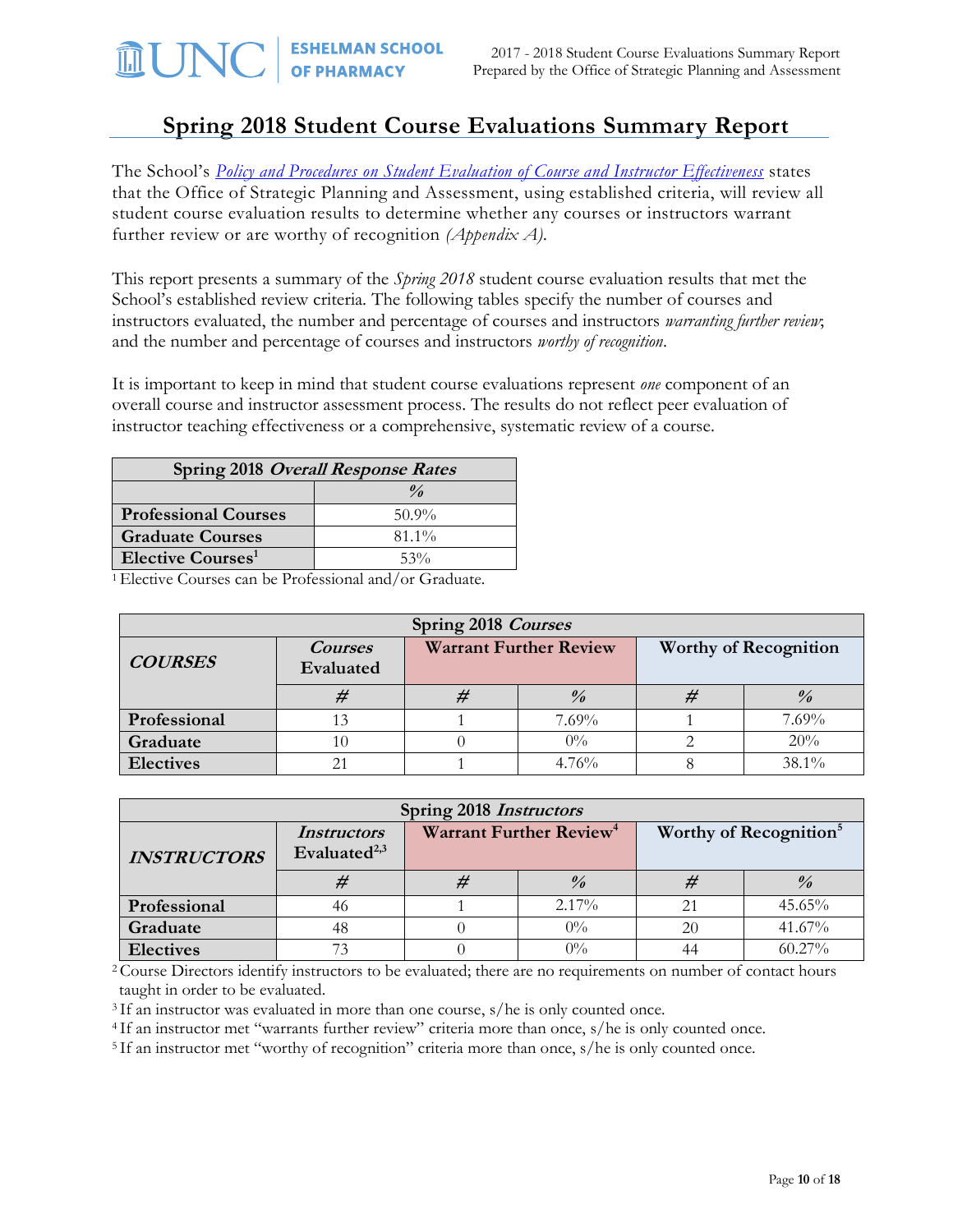# Spring 2018 Student Course Evaluations Summary Report

The School's *Policy and Procedures on Student Evaluation of Course and Instructor Effectiveness* states that the Office of Strategic Planning and Assessment, using established criteria, will review all student course evaluation results to determine whether any courses or instructors warrant further review or are worthy of recognition *(Appendix A)*.

This report presents a summary of the *Spring 2018* student course evaluation results that met the School's established review criteria. The following tables specify the number of courses and instructors evaluated, the number and percentage of courses and instructors *warranting further review*; and the number and percentage of courses and instructors *worthy of recognition*.

It is important to keep in mind that student course evaluations represent *one* component of an overall course and instructor assessment process. The results do not reflect peer evaluation of instructor teaching effectiveness or a comprehensive, systematic review of a course.

| Spring 2018 *Overall Response Rates* | |
|---|---|
| | % |
| **Professional Courses** | 50.9% |
| **Graduate Courses** | 81.1% |
| **Elective Courses**[1] | 53% |

[1] Elective Courses can be Professional and/or Graduate.

| Spring 2018 *Courses* | | | | | |
|---|---|---|---|---|---|
| ***COURSES*** | *Courses* Evaluated | Warrant Further Review | | Worthy of Recognition | |
| | # | # | % | # | % |
| **Professional** | 13 | 1 | 7.69% | 1 | 7.69% |
| **Graduate** | 10 | 0 | 0% | 2 | 20% |
| **Electives** | 21 | 1 | 4.76% | 8 | 38.1% |

| Spring 2018 *Instructors* | | | | | |
|---|---|---|---|---|---|
| ***INSTRUCTORS*** | *Instructors* Evaluated[2,3] | Warrant Further Review[4] | | Worthy of Recognition[5] | |
| | # | # | % | # | % |
| **Professional** | 46 | 1 | 2.17% | 21 | 45.65% |
| **Graduate** | 48 | 0 | 0% | 20 | 41.67% |
| **Electives** | 73 | 0 | 0% | 44 | 60.27% |

[2] Course Directors identify instructors to be evaluated; there are no requirements on number of contact hours taught in order to be evaluated.

[3] If an instructor was evaluated in more than one course, s/he is only counted once.

[4] If an instructor met "warrants further review" criteria more than once, s/he is only counted once.

[5] If an instructor met "worthy of recognition" criteria more than once, s/he is only counted once.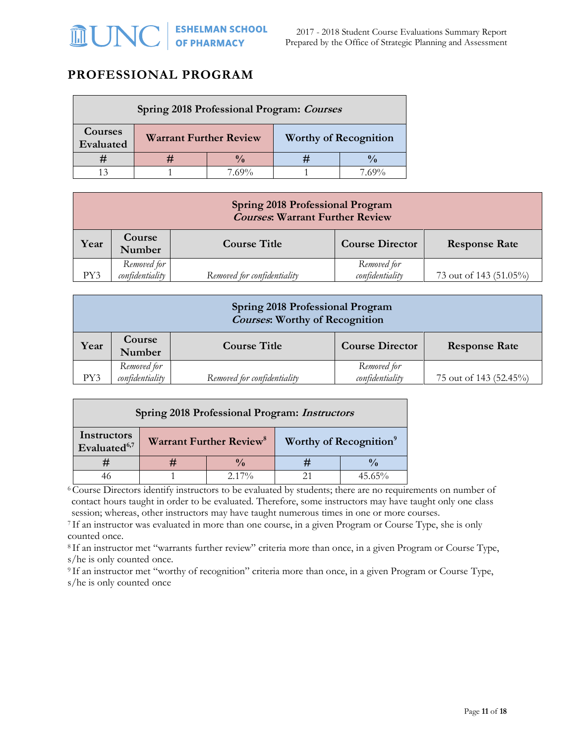## PROFESSIONAL PROGRAM

| Spring 2018 Professional Program: ***Courses*** | | | | |
|---|---|---|---|---|
| **Courses Evaluated** | **Warrant Further Review** | | **Worthy of Recognition** | |
| **#** | **#** | **%** | **#** | **%** |
| 13 | 1 | 7.69% | 1 | 7.69% |

| Spring 2018 Professional Program ***Courses*: Warrant Further Review** | | | | |
|---|---|---|---|---|
| **Year** | **Course Number** | **Course Title** | **Course Director** | **Response Rate** |
| PY3 | *Removed for confidentiality* | *Removed for confidentiality* | *Removed for confidentiality* | 73 out of 143 (51.05%) |

| Spring 2018 Professional Program ***Courses*: Worthy of Recognition** | | | | |
|---|---|---|---|---|
| **Year** | **Course Number** | **Course Title** | **Course Director** | **Response Rate** |
| PY3 | *Removed for confidentiality* | *Removed for confidentiality* | *Removed for confidentiality* | 75 out of 143 (52.45%) |

| Spring 2018 Professional Program: ***Instructors*** | | | | |
|---|---|---|---|---|
| **Instructors Evaluated[6,7]** | **Warrant Further Review[8]** | | **Worthy of Recognition[9]** | |
| **#** | **#** | **%** | **#** | **%** |
| 46 | 1 | 2.17% | 21 | 45.65% |

[6] Course Directors identify instructors to be evaluated by students; there are no requirements on number of contact hours taught in order to be evaluated. Therefore, some instructors may have taught only one class session; whereas, other instructors may have taught numerous times in one or more courses.

[7] If an instructor was evaluated in more than one course, in a given Program or Course Type, she is only counted once.

[8] If an instructor met "warrants further review" criteria more than once, in a given Program or Course Type, s/he is only counted once.

[9] If an instructor met "worthy of recognition" criteria more than once, in a given Program or Course Type, s/he is only counted once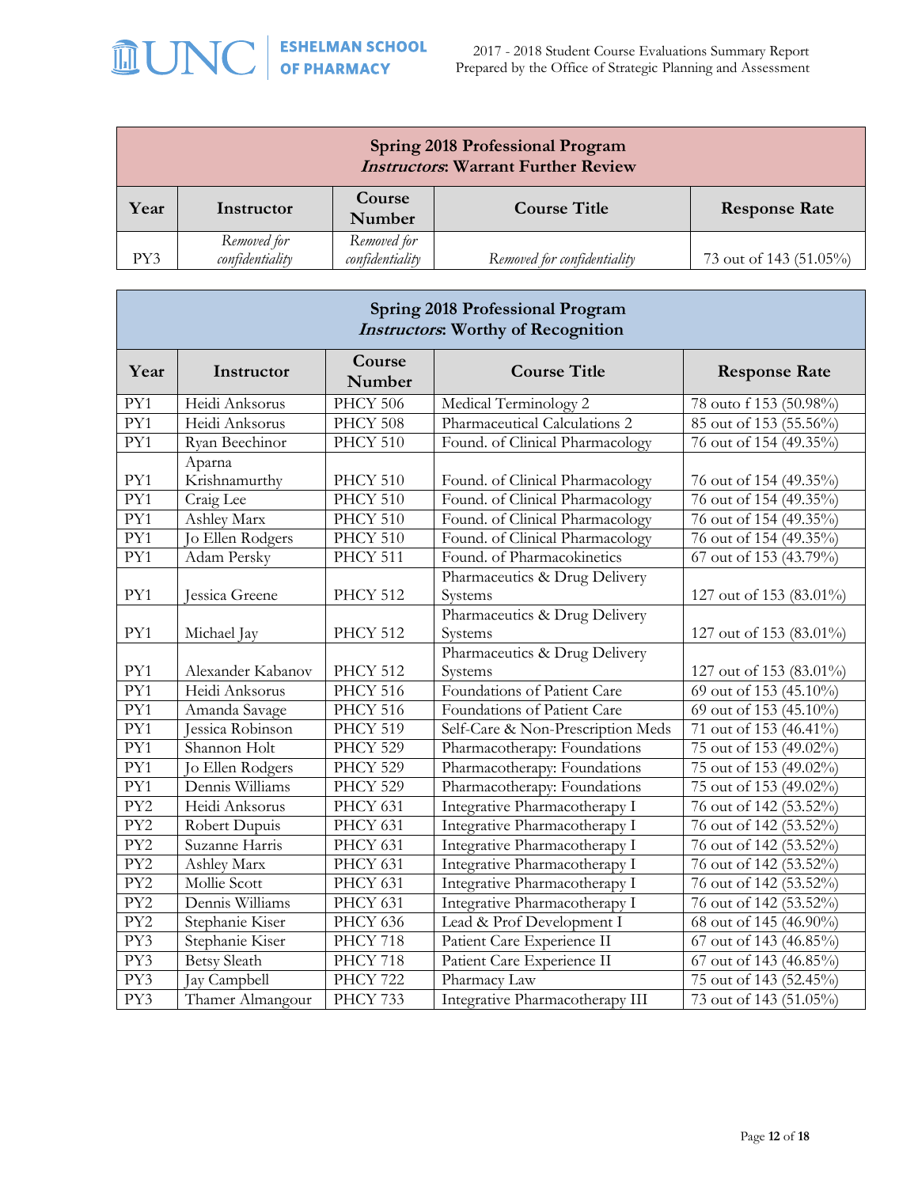| **Spring 2018 Professional Program**<br>***Instructors*: Warrant Further Review** | | | | |
|---|---|---|---|---|
| **Year** | **Instructor** | **Course Number** | **Course Title** | **Response Rate** |
| PY3 | *Removed for confidentiality* | *Removed for confidentiality* | *Removed for confidentiality* | 73 out of 143 (51.05%) |

| **Spring 2018 Professional Program**<br>***Instructors*: Worthy of Recognition** | | | | |
|---|---|---|---|---|
| **Year** | **Instructor** | **Course Number** | **Course Title** | **Response Rate** |
| PY1 | Heidi Anksorus | PHCY 506 | Medical Terminology 2 | 78 outo f 153 (50.98%) |
| PY1 | Heidi Anksorus | PHCY 508 | Pharmaceutical Calculations 2 | 85 out of 153 (55.56%) |
| PY1 | Ryan Beechinor | PHCY 510 | Found. of Clinical Pharmacology | 76 out of 154 (49.35%) |
| PY1 | Aparna Krishnamurthy | PHCY 510 | Found. of Clinical Pharmacology | 76 out of 154 (49.35%) |
| PY1 | Craig Lee | PHCY 510 | Found. of Clinical Pharmacology | 76 out of 154 (49.35%) |
| PY1 | Ashley Marx | PHCY 510 | Found. of Clinical Pharmacology | 76 out of 154 (49.35%) |
| PY1 | Jo Ellen Rodgers | PHCY 510 | Found. of Clinical Pharmacology | 76 out of 154 (49.35%) |
| PY1 | Adam Persky | PHCY 511 | Found. of Pharmacokinetics | 67 out of 153 (43.79%) |
| PY1 | Jessica Greene | PHCY 512 | Pharmaceutics & Drug Delivery Systems | 127 out of 153 (83.01%) |
| PY1 | Michael Jay | PHCY 512 | Pharmaceutics & Drug Delivery Systems | 127 out of 153 (83.01%) |
| PY1 | Alexander Kabanov | PHCY 512 | Pharmaceutics & Drug Delivery Systems | 127 out of 153 (83.01%) |
| PY1 | Heidi Anksorus | PHCY 516 | Foundations of Patient Care | 69 out of 153 (45.10%) |
| PY1 | Amanda Savage | PHCY 516 | Foundations of Patient Care | 69 out of 153 (45.10%) |
| PY1 | Jessica Robinson | PHCY 519 | Self-Care & Non-Prescription Meds | 71 out of 153 (46.41%) |
| PY1 | Shannon Holt | PHCY 529 | Pharmacotherapy: Foundations | 75 out of 153 (49.02%) |
| PY1 | Jo Ellen Rodgers | PHCY 529 | Pharmacotherapy: Foundations | 75 out of 153 (49.02%) |
| PY1 | Dennis Williams | PHCY 529 | Pharmacotherapy: Foundations | 75 out of 153 (49.02%) |
| PY2 | Heidi Anksorus | PHCY 631 | Integrative Pharmacotherapy I | 76 out of 142 (53.52%) |
| PY2 | Robert Dupuis | PHCY 631 | Integrative Pharmacotherapy I | 76 out of 142 (53.52%) |
| PY2 | Suzanne Harris | PHCY 631 | Integrative Pharmacotherapy I | 76 out of 142 (53.52%) |
| PY2 | Ashley Marx | PHCY 631 | Integrative Pharmacotherapy I | 76 out of 142 (53.52%) |
| PY2 | Mollie Scott | PHCY 631 | Integrative Pharmacotherapy I | 76 out of 142 (53.52%) |
| PY2 | Dennis Williams | PHCY 631 | Integrative Pharmacotherapy I | 76 out of 142 (53.52%) |
| PY2 | Stephanie Kiser | PHCY 636 | Lead & Prof Development I | 68 out of 145 (46.90%) |
| PY3 | Stephanie Kiser | PHCY 718 | Patient Care Experience II | 67 out of 143 (46.85%) |
| PY3 | Betsy Sleath | PHCY 718 | Patient Care Experience II | 67 out of 143 (46.85%) |
| PY3 | Jay Campbell | PHCY 722 | Pharmacy Law | 75 out of 143 (52.45%) |
| PY3 | Thamer Almangour | PHCY 733 | Integrative Pharmacotherapy III | 73 out of 143 (51.05%) |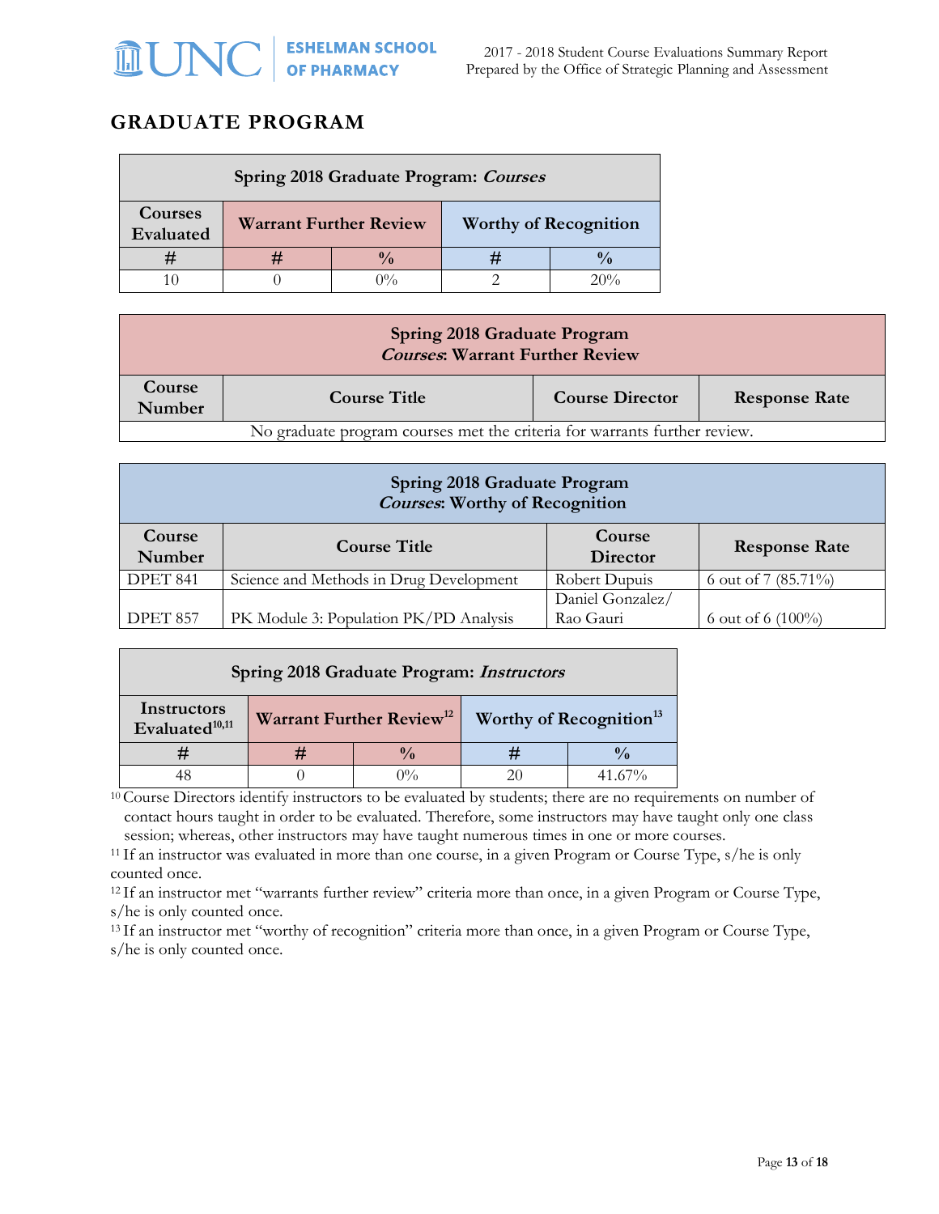## GRADUATE PROGRAM

| Spring 2018 Graduate Program: *Courses* | | | | |
|---|---|---|---|---|
| Courses Evaluated | Warrant Further Review | | Worthy of Recognition | |
| # | # | % | # | % |
| 10 | 0 | 0% | 2 | 20% |

| Spring 2018 Graduate Program *Courses*: Warrant Further Review | | | |
|---|---|---|---|
| Course Number | Course Title | Course Director | Response Rate |
| No graduate program courses met the criteria for warrants further review. | | | |

| Spring 2018 Graduate Program *Courses*: Worthy of Recognition | | | |
|---|---|---|---|
| Course Number | Course Title | Course Director | Response Rate |
| DPET 841 | Science and Methods in Drug Development | Robert Dupuis | 6 out of 7 (85.71%) |
| DPET 857 | PK Module 3: Population PK/PD Analysis | Daniel Gonzalez/ Rao Gauri | 6 out of 6 (100%) |

| Spring 2018 Graduate Program: *Instructors* | | | | |
|---|---|---|---|---|
| Instructors Evaluated[10,11] | Warrant Further Review[12] | | Worthy of Recognition[13] | |
| # | # | % | # | % |
| 48 | 0 | 0% | 20 | 41.67% |

[10] Course Directors identify instructors to be evaluated by students; there are no requirements on number of contact hours taught in order to be evaluated. Therefore, some instructors may have taught only one class session; whereas, other instructors may have taught numerous times in one or more courses.

[11] If an instructor was evaluated in more than one course, in a given Program or Course Type, s/he is only counted once.

[12] If an instructor met "warrants further review" criteria more than once, in a given Program or Course Type, s/he is only counted once.

[13] If an instructor met "worthy of recognition" criteria more than once, in a given Program or Course Type, s/he is only counted once.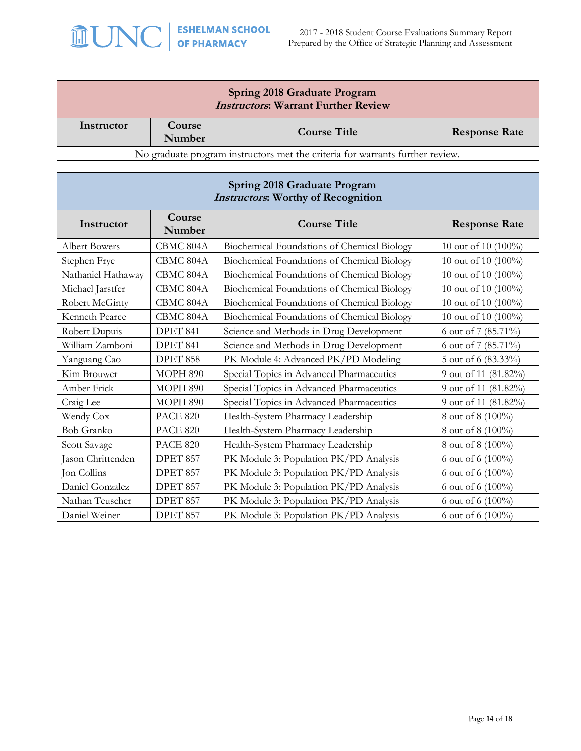| Spring 2018 Graduate Program *Instructors*: Warrant Further Review | | | |
|---|---|---|---|
| **Instructor** | **Course Number** | **Course Title** | **Response Rate** |
| No graduate program instructors met the criteria for warrants further review. | | | |

| Spring 2018 Graduate Program *Instructors*: Worthy of Recognition | | | |
|---|---|---|---|
| **Instructor** | **Course Number** | **Course Title** | **Response Rate** |
| Albert Bowers | CBMC 804A | Biochemical Foundations of Chemical Biology | 10 out of 10 (100%) |
| Stephen Frye | CBMC 804A | Biochemical Foundations of Chemical Biology | 10 out of 10 (100%) |
| Nathaniel Hathaway | CBMC 804A | Biochemical Foundations of Chemical Biology | 10 out of 10 (100%) |
| Michael Jarstfer | CBMC 804A | Biochemical Foundations of Chemical Biology | 10 out of 10 (100%) |
| Robert McGinty | CBMC 804A | Biochemical Foundations of Chemical Biology | 10 out of 10 (100%) |
| Kenneth Pearce | CBMC 804A | Biochemical Foundations of Chemical Biology | 10 out of 10 (100%) |
| Robert Dupuis | DPET 841 | Science and Methods in Drug Development | 6 out of 7 (85.71%) |
| William Zamboni | DPET 841 | Science and Methods in Drug Development | 6 out of 7 (85.71%) |
| Yanguang Cao | DPET 858 | PK Module 4: Advanced PK/PD Modeling | 5 out of 6 (83.33%) |
| Kim Brouwer | MOPH 890 | Special Topics in Advanced Pharmaceutics | 9 out of 11 (81.82%) |
| Amber Frick | MOPH 890 | Special Topics in Advanced Pharmaceutics | 9 out of 11 (81.82%) |
| Craig Lee | MOPH 890 | Special Topics in Advanced Pharmaceutics | 9 out of 11 (81.82%) |
| Wendy Cox | PACE 820 | Health-System Pharmacy Leadership | 8 out of 8 (100%) |
| Bob Granko | PACE 820 | Health-System Pharmacy Leadership | 8 out of 8 (100%) |
| Scott Savage | PACE 820 | Health-System Pharmacy Leadership | 8 out of 8 (100%) |
| Jason Chrittenden | DPET 857 | PK Module 3: Population PK/PD Analysis | 6 out of 6 (100%) |
| Jon Collins | DPET 857 | PK Module 3: Population PK/PD Analysis | 6 out of 6 (100%) |
| Daniel Gonzalez | DPET 857 | PK Module 3: Population PK/PD Analysis | 6 out of 6 (100%) |
| Nathan Teuscher | DPET 857 | PK Module 3: Population PK/PD Analysis | 6 out of 6 (100%) |
| Daniel Weiner | DPET 857 | PK Module 3: Population PK/PD Analysis | 6 out of 6 (100%) |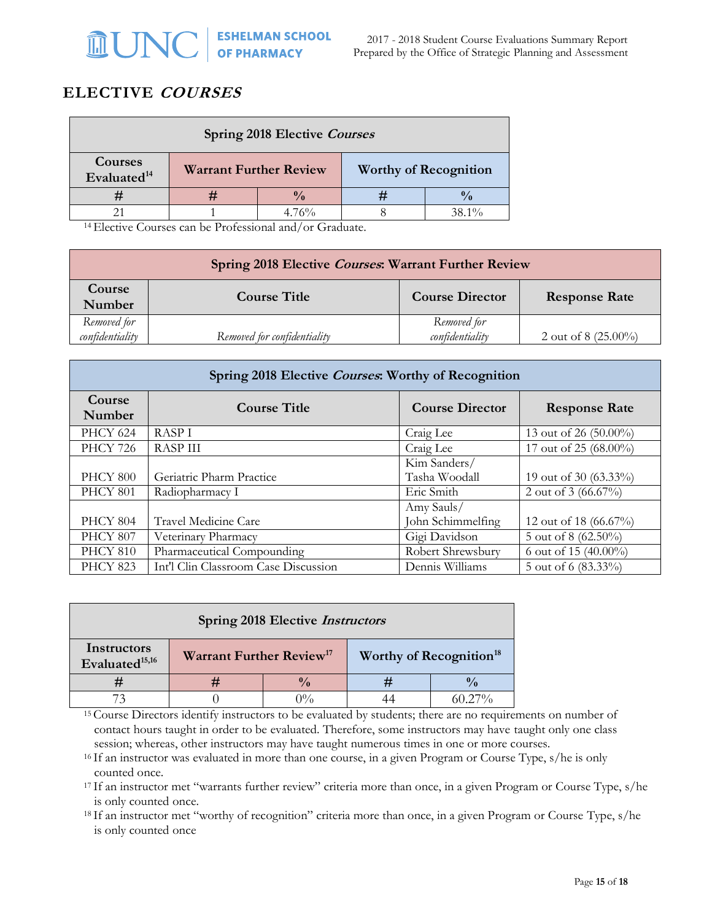## ELECTIVE *COURSES*

| Spring 2018 Elective *Courses* | | | | |
|---|---|---|---|---|
| Courses Evaluated[14] | Warrant Further Review | | Worthy of Recognition | |
| # | # | % | # | % |
| 21 | 1 | 4.76% | 8 | 38.1% |

[14] Elective Courses can be Professional and/or Graduate.

| Spring 2018 Elective *Courses*: Warrant Further Review | | | |
|---|---|---|---|
| Course Number | Course Title | Course Director | Response Rate |
| *Removed for confidentiality* | *Removed for confidentiality* | *Removed for confidentiality* | 2 out of 8 (25.00%) |

| Spring 2018 Elective *Courses*: Worthy of Recognition | | | |
|---|---|---|---|
| Course Number | Course Title | Course Director | Response Rate |
| PHCY 624 | RASP I | Craig Lee | 13 out of 26 (50.00%) |
| PHCY 726 | RASP III | Craig Lee | 17 out of 25 (68.00%) |
| PHCY 800 | Geriatric Pharm Practice | Kim Sanders/ Tasha Woodall | 19 out of 30 (63.33%) |
| PHCY 801 | Radiopharmacy I | Eric Smith | 2 out of 3 (66.67%) |
| PHCY 804 | Travel Medicine Care | Amy Sauls/ John Schimmelfing | 12 out of 18 (66.67%) |
| PHCY 807 | Veterinary Pharmacy | Gigi Davidson | 5 out of 8 (62.50%) |
| PHCY 810 | Pharmaceutical Compounding | Robert Shrewsbury | 6 out of 15 (40.00%) |
| PHCY 823 | Int'l Clin Classroom Case Discussion | Dennis Williams | 5 out of 6 (83.33%) |

| Spring 2018 Elective *Instructors* | | | | |
|---|---|---|---|---|
| Instructors Evaluated[15,16] | Warrant Further Review[17] | | Worthy of Recognition[18] | |
| # | # | % | # | % |
| 73 | 0 | 0% | 44 | 60.27% |

[15] Course Directors identify instructors to be evaluated by students; there are no requirements on number of contact hours taught in order to be evaluated. Therefore, some instructors may have taught only one class session; whereas, other instructors may have taught numerous times in one or more courses.

[16] If an instructor was evaluated in more than one course, in a given Program or Course Type, s/he is only counted once.

[17] If an instructor met "warrants further review" criteria more than once, in a given Program or Course Type, s/he is only counted once.

[18] If an instructor met "worthy of recognition" criteria more than once, in a given Program or Course Type, s/he is only counted once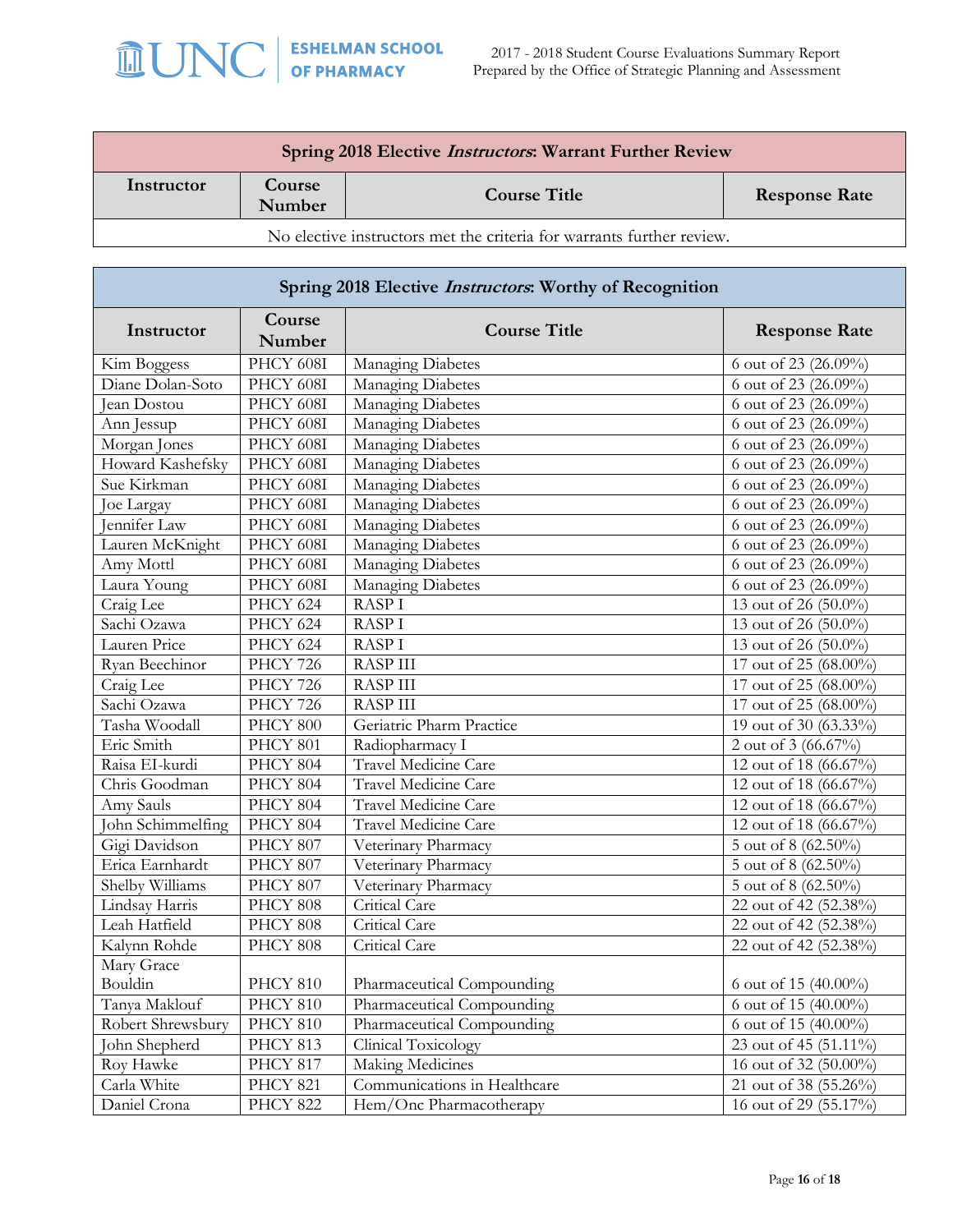| Spring 2018 Elective *Instructors*: Warrant Further Review | | | |
|---|---|---|---|
| **Instructor** | **Course Number** | **Course Title** | **Response Rate** |
| No elective instructors met the criteria for warrants further review. | | | |

| Spring 2018 Elective *Instructors*: Worthy of Recognition | | | |
|---|---|---|---|
| **Instructor** | **Course Number** | **Course Title** | **Response Rate** |
| Kim Boggess | PHCY 608I | Managing Diabetes | 6 out of 23 (26.09%) |
| Diane Dolan-Soto | PHCY 608I | Managing Diabetes | 6 out of 23 (26.09%) |
| Jean Dostou | PHCY 608I | Managing Diabetes | 6 out of 23 (26.09%) |
| Ann Jessup | PHCY 608I | Managing Diabetes | 6 out of 23 (26.09%) |
| Morgan Jones | PHCY 608I | Managing Diabetes | 6 out of 23 (26.09%) |
| Howard Kashefsky | PHCY 608I | Managing Diabetes | 6 out of 23 (26.09%) |
| Sue Kirkman | PHCY 608I | Managing Diabetes | 6 out of 23 (26.09%) |
| Joe Largay | PHCY 608I | Managing Diabetes | 6 out of 23 (26.09%) |
| Jennifer Law | PHCY 608I | Managing Diabetes | 6 out of 23 (26.09%) |
| Lauren McKnight | PHCY 608I | Managing Diabetes | 6 out of 23 (26.09%) |
| Amy Mottl | PHCY 608I | Managing Diabetes | 6 out of 23 (26.09%) |
| Laura Young | PHCY 608I | Managing Diabetes | 6 out of 23 (26.09%) |
| Craig Lee | PHCY 624 | RASP I | 13 out of 26 (50.0%) |
| Sachi Ozawa | PHCY 624 | RASP I | 13 out of 26 (50.0%) |
| Lauren Price | PHCY 624 | RASP I | 13 out of 26 (50.0%) |
| Ryan Beechinor | PHCY 726 | RASP III | 17 out of 25 (68.00%) |
| Craig Lee | PHCY 726 | RASP III | 17 out of 25 (68.00%) |
| Sachi Ozawa | PHCY 726 | RASP III | 17 out of 25 (68.00%) |
| Tasha Woodall | PHCY 800 | Geriatric Pharm Practice | 19 out of 30 (63.33%) |
| Eric Smith | PHCY 801 | Radiopharmacy I | 2 out of 3 (66.67%) |
| Raisa El-kurdi | PHCY 804 | Travel Medicine Care | 12 out of 18 (66.67%) |
| Chris Goodman | PHCY 804 | Travel Medicine Care | 12 out of 18 (66.67%) |
| Amy Sauls | PHCY 804 | Travel Medicine Care | 12 out of 18 (66.67%) |
| John Schimmelfing | PHCY 804 | Travel Medicine Care | 12 out of 18 (66.67%) |
| Gigi Davidson | PHCY 807 | Veterinary Pharmacy | 5 out of 8 (62.50%) |
| Erica Earnhardt | PHCY 807 | Veterinary Pharmacy | 5 out of 8 (62.50%) |
| Shelby Williams | PHCY 807 | Veterinary Pharmacy | 5 out of 8 (62.50%) |
| Lindsay Harris | PHCY 808 | Critical Care | 22 out of 42 (52.38%) |
| Leah Hatfield | PHCY 808 | Critical Care | 22 out of 42 (52.38%) |
| Kalynn Rohde | PHCY 808 | Critical Care | 22 out of 42 (52.38%) |
| Mary Grace Bouldin | PHCY 810 | Pharmaceutical Compounding | 6 out of 15 (40.00%) |
| Tanya Maklouf | PHCY 810 | Pharmaceutical Compounding | 6 out of 15 (40.00%) |
| Robert Shrewsbury | PHCY 810 | Pharmaceutical Compounding | 6 out of 15 (40.00%) |
| John Shepherd | PHCY 813 | Clinical Toxicology | 23 out of 45 (51.11%) |
| Roy Hawke | PHCY 817 | Making Medicines | 16 out of 32 (50.00%) |
| Carla White | PHCY 821 | Communications in Healthcare | 21 out of 38 (55.26%) |
| Daniel Crona | PHCY 822 | Hem/Onc Pharmacotherapy | 16 out of 29 (55.17%) |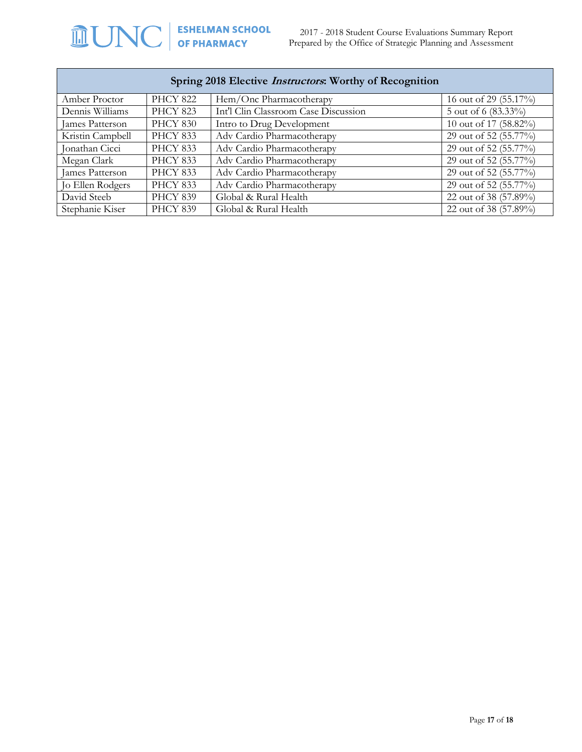| Spring 2018 Elective *Instructors*: Worthy of Recognition | | | |
|---|---|---|---|
| Amber Proctor | PHCY 822 | Hem/Onc Pharmacotherapy | 16 out of 29 (55.17%) |
| Dennis Williams | PHCY 823 | Int'l Clin Classroom Case Discussion | 5 out of 6 (83.33%) |
| James Patterson | PHCY 830 | Intro to Drug Development | 10 out of 17 (58.82%) |
| Kristin Campbell | PHCY 833 | Adv Cardio Pharmacotherapy | 29 out of 52 (55.77%) |
| Jonathan Cicci | PHCY 833 | Adv Cardio Pharmacotherapy | 29 out of 52 (55.77%) |
| Megan Clark | PHCY 833 | Adv Cardio Pharmacotherapy | 29 out of 52 (55.77%) |
| James Patterson | PHCY 833 | Adv Cardio Pharmacotherapy | 29 out of 52 (55.77%) |
| Jo Ellen Rodgers | PHCY 833 | Adv Cardio Pharmacotherapy | 29 out of 52 (55.77%) |
| David Steeb | PHCY 839 | Global & Rural Health | 22 out of 38 (57.89%) |
| Stephanie Kiser | PHCY 839 | Global & Rural Health | 22 out of 38 (57.89%) |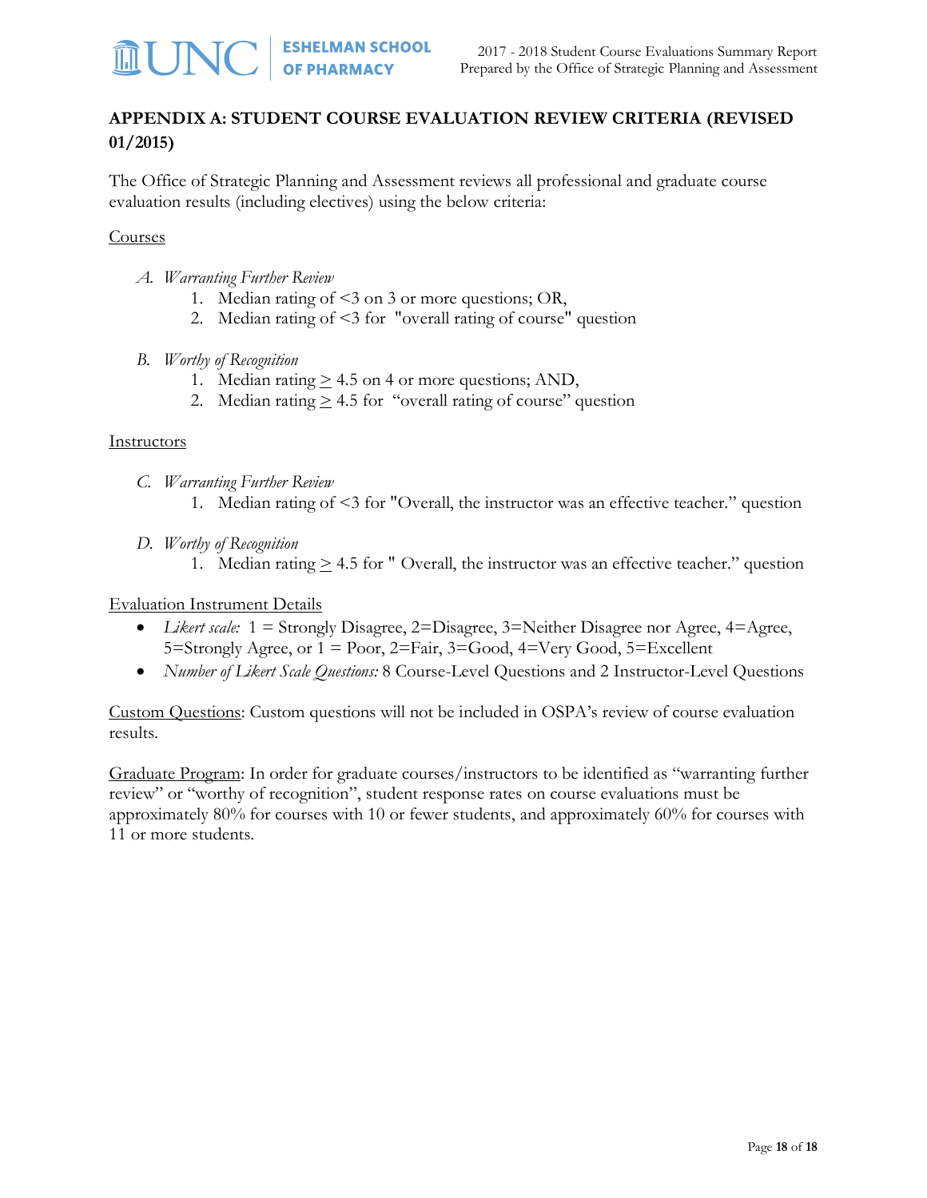## APPENDIX A: STUDENT COURSE EVALUATION REVIEW CRITERIA (REVISED 01/2015)

The Office of Strategic Planning and Assessment reviews all professional and graduate course evaluation results (including electives) using the below criteria:

<u>Courses</u>

A. *Warranting Further Review*
   1. Median rating of <3 on 3 or more questions; OR,
   2. Median rating of <3 for "overall rating of course" question

B. *Worthy of Recognition*
   1. Median rating ≥ 4.5 on 4 or more questions; AND,
   2. Median rating ≥ 4.5 for "overall rating of course" question

<u>Instructors</u>

C. *Warranting Further Review*
   1. Median rating of <3 for "Overall, the instructor was an effective teacher." question

D. *Worthy of Recognition*
   1. Median rating ≥ 4.5 for " Overall, the instructor was an effective teacher." question

<u>Evaluation Instrument Details</u>

- *Likert scale:* 1 = Strongly Disagree, 2=Disagree, 3=Neither Disagree nor Agree, 4=Agree, 5=Strongly Agree, or 1 = Poor, 2=Fair, 3=Good, 4=Very Good, 5=Excellent
- *Number of Likert Scale Questions:* 8 Course-Level Questions and 2 Instructor-Level Questions

<u>Custom Questions</u>: Custom questions will not be included in OSPA's review of course evaluation results.

<u>Graduate Program</u>: In order for graduate courses/instructors to be identified as "warranting further review" or "worthy of recognition", student response rates on course evaluations must be approximately 80% for courses with 10 or fewer students, and approximately 60% for courses with 11 or more students.